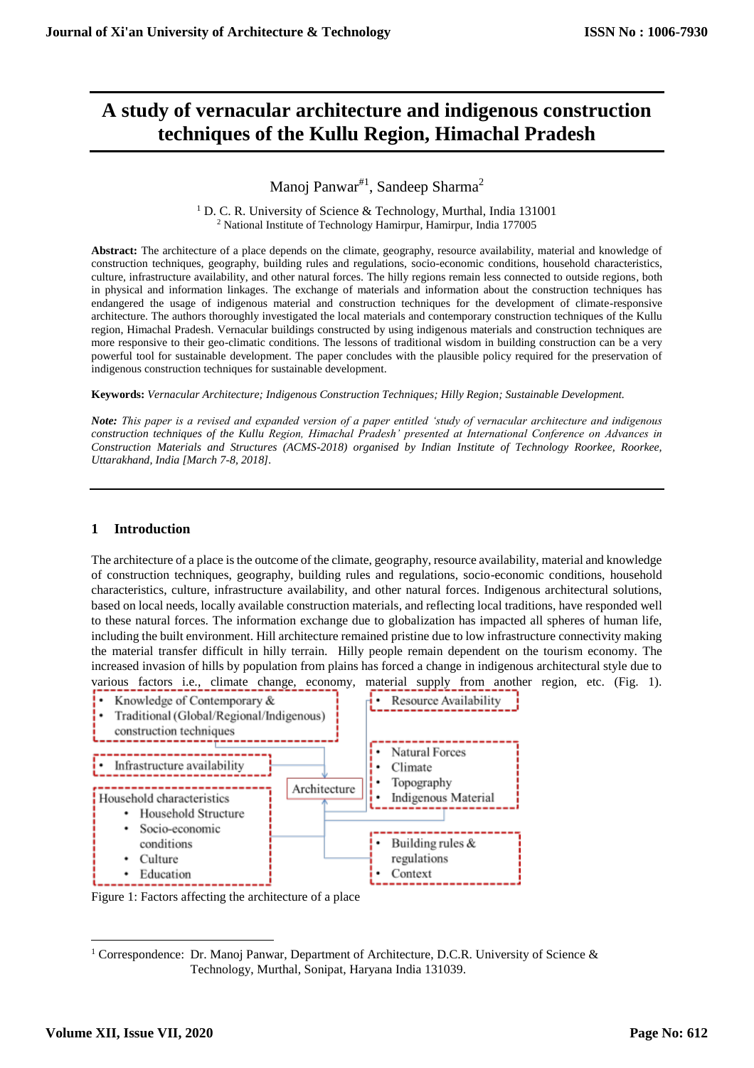# A study of vernacular architecture and indigenous construction techniques of the Kullu Region, Himachal Pradesh

Manoj Panwar[#1], Sandeep Sharma[2]

[1] D. C. R. University of Science & Technology, Murthal, India 131001
[2] National Institute of Technology Hamirpur, Hamirpur, India 177005

**Abstract:** The architecture of a place depends on the climate, geography, resource availability, material and knowledge of construction techniques, geography, building rules and regulations, socio-economic conditions, household characteristics, culture, infrastructure availability, and other natural forces. The hilly regions remain less connected to outside regions, both in physical and information linkages. The exchange of materials and information about the construction techniques has endangered the usage of indigenous material and construction techniques for the development of climate-responsive architecture. The authors thoroughly investigated the local materials and contemporary construction techniques of the Kullu region, Himachal Pradesh. Vernacular buildings constructed by using indigenous materials and construction techniques are more responsive to their geo-climatic conditions. The lessons of traditional wisdom in building construction can be a very powerful tool for sustainable development. The paper concludes with the plausible policy required for the preservation of indigenous construction techniques for sustainable development.

**Keywords:** *Vernacular Architecture; Indigenous Construction Techniques; Hilly Region; Sustainable Development.*

***Note:*** *This paper is a revised and expanded version of a paper entitled 'study of vernacular architecture and indigenous construction techniques of the Kullu Region, Himachal Pradesh' presented at International Conference on Advances in Construction Materials and Structures (ACMS-2018) organised by Indian Institute of Technology Roorkee, Roorkee, Uttarakhand, India [March 7-8, 2018].*

## 1 Introduction

The architecture of a place is the outcome of the climate, geography, resource availability, material and knowledge of construction techniques, geography, building rules and regulations, socio-economic conditions, household characteristics, culture, infrastructure availability, and other natural forces. Indigenous architectural solutions, based on local needs, locally available construction materials, and reflecting local traditions, have responded well to these natural forces. The information exchange due to globalization has impacted all spheres of human life, including the built environment. Hill architecture remained pristine due to low infrastructure connectivity making the material transfer difficult in hilly terrain. Hilly people remain dependent on the tourism economy. The increased invasion of hills by population from plains has forced a change in indigenous architectural style due to various factors i.e., climate change, economy, material supply from another region, etc. (Fig. 1).

- Knowledge of Contemporary &
- Traditional (Global/Regional/Indigenous) construction techniques

- Infrastructure availability

Household characteristics
- Household Structure
- Socio-economic conditions
- Culture
- Education

Architecture

- Resource Availability

- Natural Forces
- Climate
- Topography
- Indigenous Material

- Building rules & regulations
- Context

Figure 1: Factors affecting the architecture of a place

[1] Correspondence: Dr. Manoj Panwar, Department of Architecture, D.C.R. University of Science & Technology, Murthal, Sonipat, Haryana India 131039.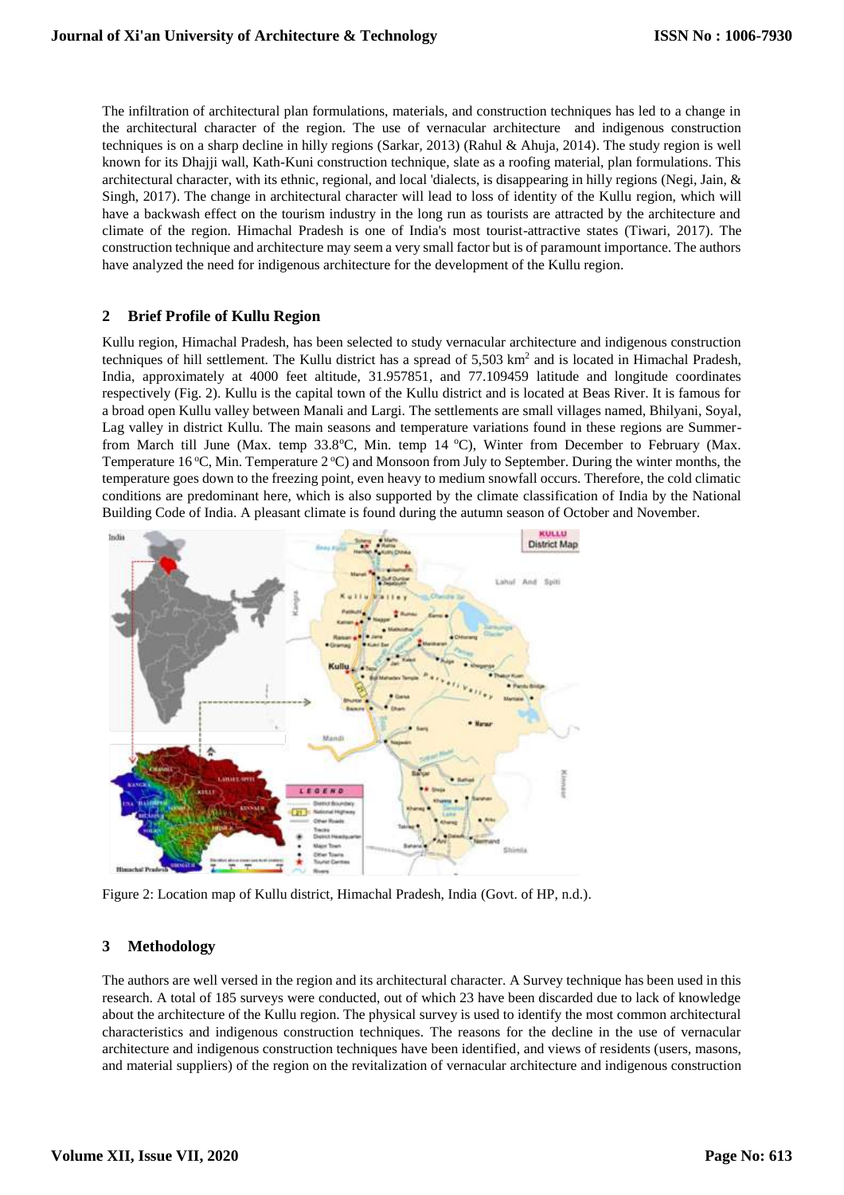The infiltration of architectural plan formulations, materials, and construction techniques has led to a change in the architectural character of the region. The use of vernacular architecture and indigenous construction techniques is on a sharp decline in hilly regions (Sarkar, 2013) (Rahul & Ahuja, 2014). The study region is well known for its Dhajji wall, Kath-Kuni construction technique, slate as a roofing material, plan formulations. This architectural character, with its ethnic, regional, and local 'dialects, is disappearing in hilly regions (Negi, Jain, & Singh, 2017). The change in architectural character will lead to loss of identity of the Kullu region, which will have a backwash effect on the tourism industry in the long run as tourists are attracted by the architecture and climate of the region. Himachal Pradesh is one of India's most tourist-attractive states (Tiwari, 2017). The construction technique and architecture may seem a very small factor but is of paramount importance. The authors have analyzed the need for indigenous architecture for the development of the Kullu region.

## 2 Brief Profile of Kullu Region

Kullu region, Himachal Pradesh, has been selected to study vernacular architecture and indigenous construction techniques of hill settlement. The Kullu district has a spread of 5,503 $km^2$ and is located in Himachal Pradesh, India, approximately at 4000 feet altitude, 31.957851, and 77.109459 latitude and longitude coordinates respectively (Fig. 2). Kullu is the capital town of the Kullu district and is located at Beas River. It is famous for a broad open Kullu valley between Manali and Largi. The settlements are small villages named, Bhilyani, Soyal, Lag valley in district Kullu. The main seasons and temperature variations found in these regions are Summer- from March till June (Max. temp 33.8°C, Min. temp 14 °C), Winter from December to February (Max. Temperature 16 °C, Min. Temperature 2 °C) and Monsoon from July to September. During the winter months, the temperature goes down to the freezing point, even heavy to medium snowfall occurs. Therefore, the cold climatic conditions are predominant here, which is also supported by the climate classification of India by the National Building Code of India. A pleasant climate is found during the autumn season of October and November.

Figure 2: Location map of Kullu district, Himachal Pradesh, India (Govt. of HP, n.d.).

## 3 Methodology

The authors are well versed in the region and its architectural character. A Survey technique has been used in this research. A total of 185 surveys were conducted, out of which 23 have been discarded due to lack of knowledge about the architecture of the Kullu region. The physical survey is used to identify the most common architectural characteristics and indigenous construction techniques. The reasons for the decline in the use of vernacular architecture and indigenous construction techniques have been identified, and views of residents (users, masons, and material suppliers) of the region on the revitalization of vernacular architecture and indigenous construction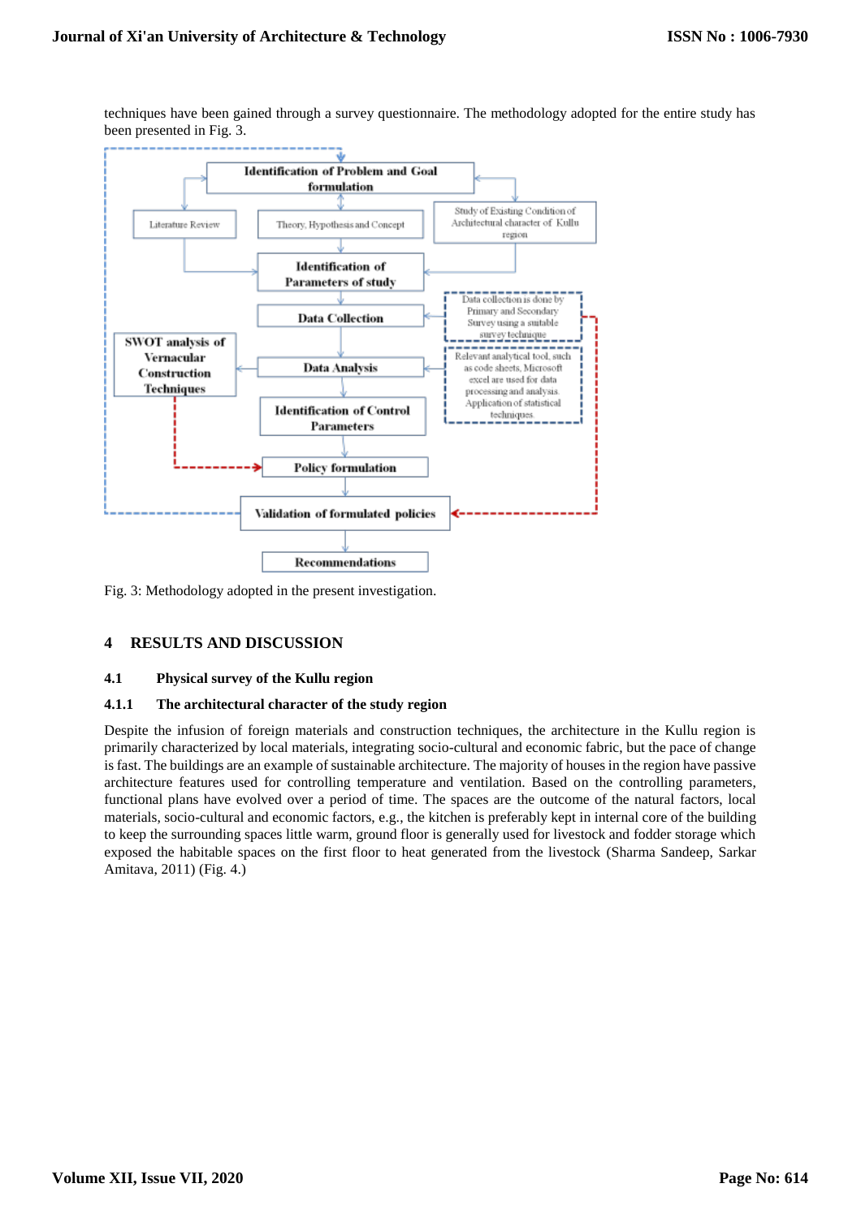techniques have been gained through a survey questionnaire. The methodology adopted for the entire study has been presented in Fig. 3.

Fig. 3: Methodology adopted in the present investigation.

## 4 RESULTS AND DISCUSSION

### 4.1 Physical survey of the Kullu region

#### 4.1.1 The architectural character of the study region

Despite the infusion of foreign materials and construction techniques, the architecture in the Kullu region is primarily characterized by local materials, integrating socio-cultural and economic fabric, but the pace of change is fast. The buildings are an example of sustainable architecture. The majority of houses in the region have passive architecture features used for controlling temperature and ventilation. Based on the controlling parameters, functional plans have evolved over a period of time. The spaces are the outcome of the natural factors, local materials, socio-cultural and economic factors, e.g., the kitchen is preferably kept in internal core of the building to keep the surrounding spaces little warm, ground floor is generally used for livestock and fodder storage which exposed the habitable spaces on the first floor to heat generated from the livestock (Sharma Sandeep, Sarkar Amitava, 2011) (Fig. 4.)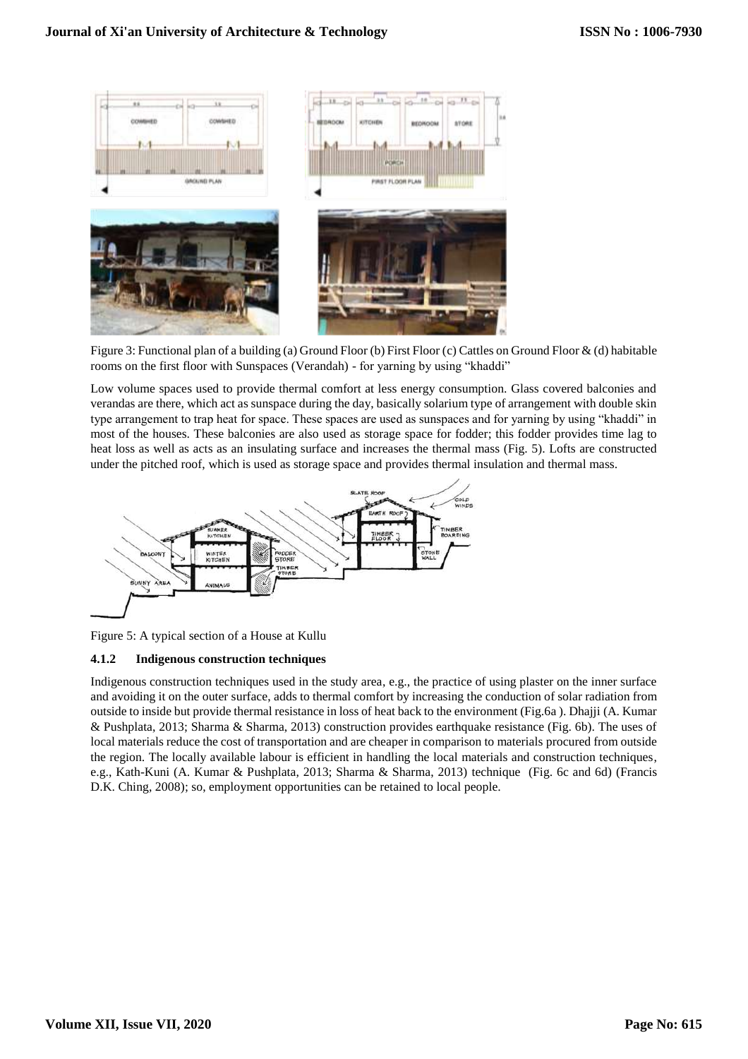Figure 3: Functional plan of a building (a) Ground Floor (b) First Floor (c) Cattles on Ground Floor & (d) habitable rooms on the first floor with Sunspaces (Verandah) - for yarning by using "khaddi"

Low volume spaces used to provide thermal comfort at less energy consumption. Glass covered balconies and verandas are there, which act as sunspace during the day, basically solarium type of arrangement with double skin type arrangement to trap heat for space. These spaces are used as sunspaces and for yarning by using "khaddi" in most of the houses. These balconies are also used as storage space for fodder; this fodder provides time lag to heat loss as well as acts as an insulating surface and increases the thermal mass (Fig. 5). Lofts are constructed under the pitched roof, which is used as storage space and provides thermal insulation and thermal mass.

Figure 5: A typical section of a House at Kullu

### 4.1.2 Indigenous construction techniques

Indigenous construction techniques used in the study area, e.g., the practice of using plaster on the inner surface and avoiding it on the outer surface, adds to thermal comfort by increasing the conduction of solar radiation from outside to inside but provide thermal resistance in loss of heat back to the environment (Fig.6a ). Dhajji (A. Kumar & Pushplata, 2013; Sharma & Sharma, 2013) construction provides earthquake resistance (Fig. 6b). The uses of local materials reduce the cost of transportation and are cheaper in comparison to materials procured from outside the region. The locally available labour is efficient in handling the local materials and construction techniques, e.g., Kath-Kuni (A. Kumar & Pushplata, 2013; Sharma & Sharma, 2013) technique (Fig. 6c and 6d) (Francis D.K. Ching, 2008); so, employment opportunities can be retained to local people.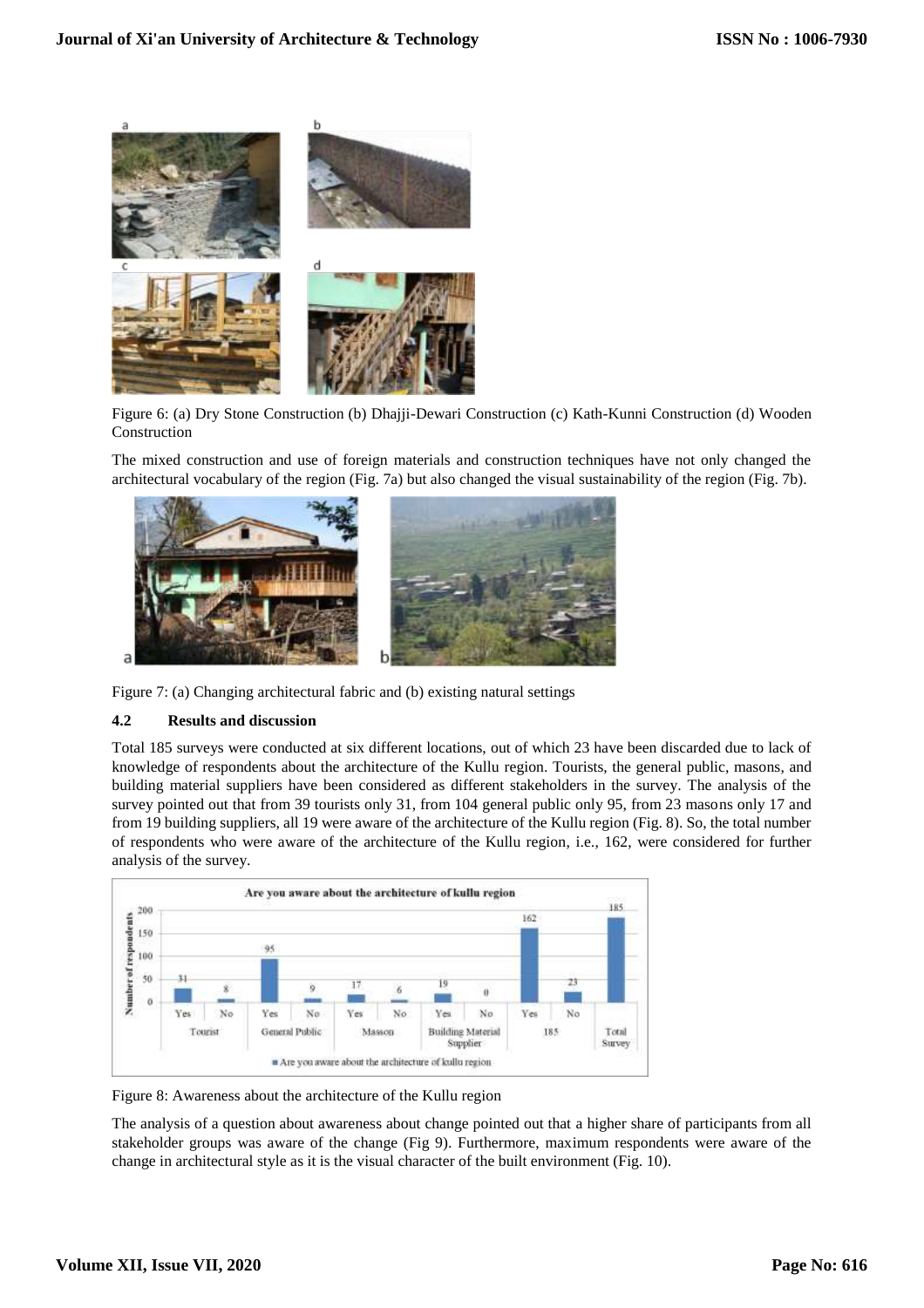Figure 6: (a) Dry Stone Construction (b) Dhajji-Dewari Construction (c) Kath-Kunni Construction (d) Wooden Construction

The mixed construction and use of foreign materials and construction techniques have not only changed the architectural vocabulary of the region (Fig. 7a) but also changed the visual sustainability of the region (Fig. 7b).

Figure 7: (a) Changing architectural fabric and (b) existing natural settings

### 4.2 Results and discussion

Total 185 surveys were conducted at six different locations, out of which 23 have been discarded due to lack of knowledge of respondents about the architecture of the Kullu region. Tourists, the general public, masons, and building material suppliers have been considered as different stakeholders in the survey. The analysis of the survey pointed out that from 39 tourists only 31, from 104 general public only 95, from 23 masons only 17 and from 19 building suppliers, all 19 were aware of the architecture of the Kullu region (Fig. 8). So, the total number of respondents who were aware of the architecture of the Kullu region, i.e., 162, were considered for further analysis of the survey.

Figure 8: Awareness about the architecture of the Kullu region

The analysis of a question about awareness about change pointed out that a higher share of participants from all stakeholder groups was aware of the change (Fig 9). Furthermore, maximum respondents were aware of the change in architectural style as it is the visual character of the built environment (Fig. 10).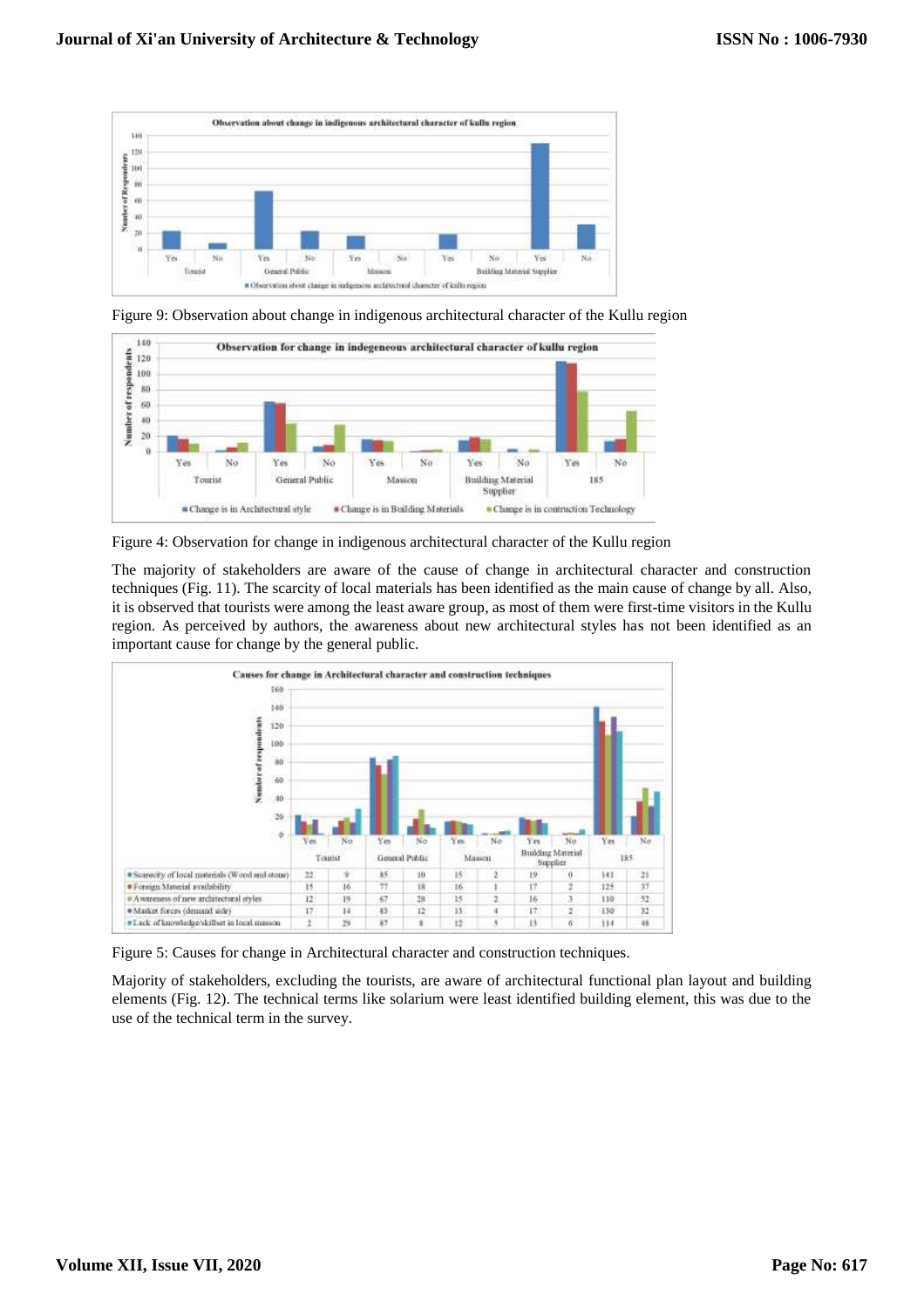Figure 9: Observation about change in indigenous architectural character of the Kullu region

Figure 4: Observation for change in indigenous architectural character of the Kullu region

The majority of stakeholders are aware of the cause of change in architectural character and construction techniques (Fig. 11). The scarcity of local materials has been identified as the main cause of change by all. Also, it is observed that tourists were among the least aware group, as most of them were first-time visitors in the Kullu region. As perceived by authors, the awareness about new architectural styles has not been identified as an important cause for change by the general public.

| | Tourist | | General Public | | Mason | | Building Material Supplier | | 185 | |
|---|---|---|---|---|---|---|---|---|---|---|
| | Yes | No | Yes | No | Yes | No | Yes | No | Yes | No |
| Scarcity of local materials (Wood and stone) | 22 | 9 | 85 | 10 | 15 | 2 | 19 | 0 | 141 | 21 |
| Foreign Material availability | 15 | 16 | 77 | 18 | 16 | 1 | 17 | 2 | 125 | 37 |
| Awareness of new architectural styles | 12 | 19 | 67 | 28 | 15 | 2 | 16 | 3 | 110 | 52 |
| Market forces (demand side) | 17 | 14 | 83 | 12 | 13 | 4 | 17 | 2 | 130 | 32 |
| Lack of knowledge/skillset in local masson | 2 | 29 | 87 | 8 | 12 | 5 | 13 | 6 | 114 | 48 |

Figure 5: Causes for change in Architectural character and construction techniques.

Majority of stakeholders, excluding the tourists, are aware of architectural functional plan layout and building elements (Fig. 12). The technical terms like solarium were least identified building element, this was due to the use of the technical term in the survey.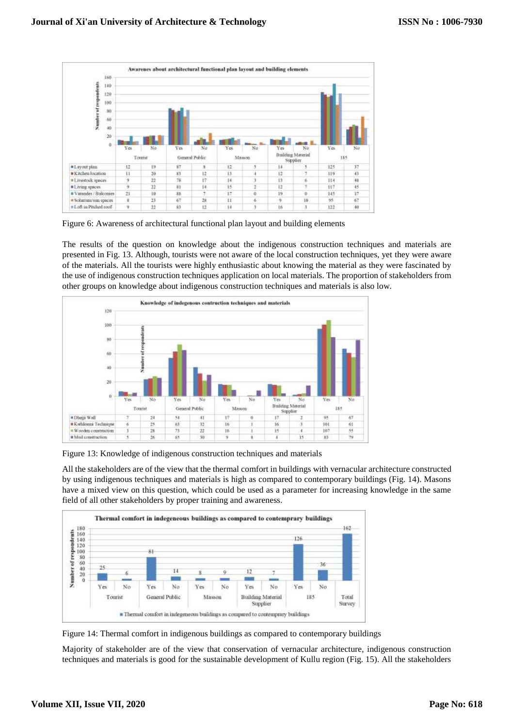**Awarenes about architectural functional plan layout and building elements**

| | Tourist Yes | Tourist No | General Public Yes | General Public No | Masson Yes | Masson No | Building Material Supplier Yes | Building Material Supplier No | 185 Yes | 185 No |
|---|---|---|---|---|---|---|---|---|---|---|
| Layout plan | 12 | 19 | 87 | 8 | 12 | 5 | 14 | 5 | 125 | 37 |
| Kitchen location | 11 | 20 | 83 | 12 | 13 | 4 | 12 | 7 | 119 | 43 |
| Livestock spaces | 9 | 22 | 78 | 17 | 14 | 3 | 13 | 6 | 114 | 48 |
| Living spaces | 9 | 22 | 81 | 14 | 15 | 2 | 12 | 7 | 117 | 45 |
| Varandas / Balconies | 21 | 10 | 88 | 7 | 17 | 0 | 19 | 0 | 145 | 17 |
| Solarium/sun spaces | 8 | 23 | 67 | 28 | 11 | 6 | 9 | 10 | 95 | 67 |
| Loft in Pitched roof | 9 | 22 | 83 | 12 | 14 | 3 | 16 | 3 | 122 | 40 |

Figure 6: Awareness of architectural functional plan layout and building elements

The results of the question on knowledge about the indigenous construction techniques and materials are presented in Fig. 13. Although, tourists were not aware of the local construction techniques, yet they were aware of the materials. All the tourists were highly enthusiastic about knowing the material as they were fascinated by the use of indigenous construction techniques application on local materials. The proportion of stakeholders from other groups on knowledge about indigenous construction techniques and materials is also low.

**Knowledge of indegenous contruction techniques and materials**

| | Tourist Yes | Tourist No | General Public Yes | General Public No | Masson Yes | Masson No | Building Material Supplier Yes | Building Material Supplier No | 185 Yes | 185 No |
|---|---|---|---|---|---|---|---|---|---|---|
| Dhajji Wall | 7 | 24 | 54 | 41 | 17 | 0 | 17 | 2 | 95 | 67 |
| Kathkunni Technique | 6 | 25 | 63 | 32 | 16 | 1 | 16 | 3 | 101 | 61 |
| Wooden construction | 3 | 28 | 73 | 22 | 16 | 1 | 15 | 4 | 107 | 55 |
| Mud construction | 5 | 26 | 65 | 30 | 9 | 8 | 4 | 15 | 83 | 79 |

Figure 13: Knowledge of indigenous construction techniques and materials

All the stakeholders are of the view that the thermal comfort in buildings with vernacular architecture constructed by using indigenous techniques and materials is high as compared to contemporary buildings (Fig. 14). Masons have a mixed view on this question, which could be used as a parameter for increasing knowledge in the same field of all other stakeholders by proper training and awareness.

**Thermal comfort in indegeneous buildings as compared to contemprary buildings**

| | Tourist Yes | Tourist No | General Public Yes | General Public No | Masson Yes | Masson No | Building Material Supplier Yes | Building Material Supplier No | 185 Yes | 185 No | Total Survey |
|---|---|---|---|---|---|---|---|---|---|---|---|
| Thermal comfort in indegeneous buildings as compared to contemprary buildings | 25 | 6 | 81 | 14 | 8 | 9 | 12 | 7 | 126 | 36 | 162 |

Figure 14: Thermal comfort in indigenous buildings as compared to contemporary buildings

Majority of stakeholder are of the view that conservation of vernacular architecture, indigenous construction techniques and materials is good for the sustainable development of Kullu region (Fig. 15). All the stakeholders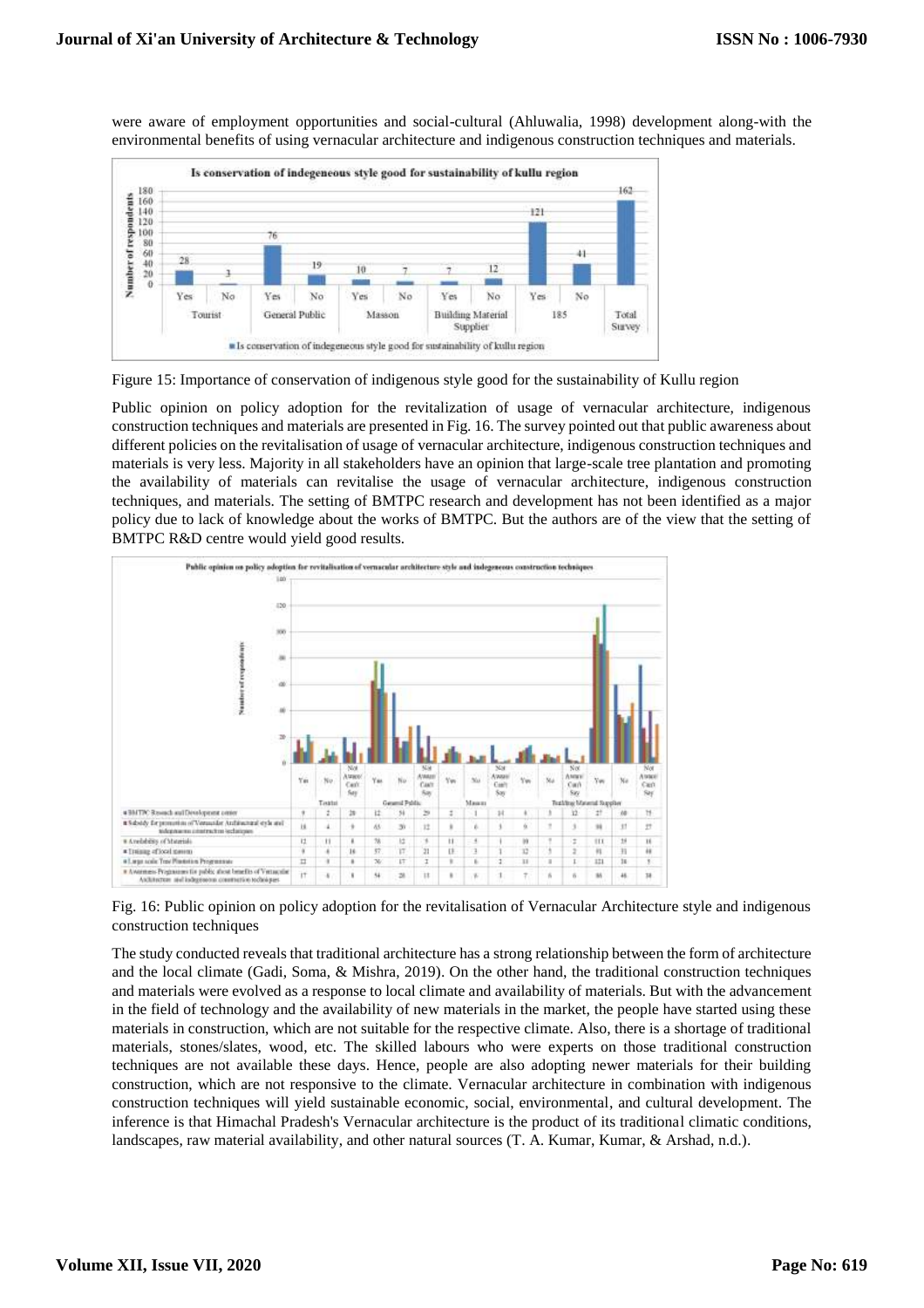were aware of employment opportunities and social-cultural (Ahluwalia, 1998) development along-with the environmental benefits of using vernacular architecture and indigenous construction techniques and materials.

Figure 15: Importance of conservation of indigenous style good for the sustainability of Kullu region

Public opinion on policy adoption for the revitalization of usage of vernacular architecture, indigenous construction techniques and materials are presented in Fig. 16. The survey pointed out that public awareness about different policies on the revitalisation of usage of vernacular architecture, indigenous construction techniques and materials is very less. Majority in all stakeholders have an opinion that large-scale tree plantation and promoting the availability of materials can revitalise the usage of vernacular architecture, indigenous construction techniques, and materials. The setting of BMTPC research and development has not been identified as a major policy due to lack of knowledge about the works of BMTPC. But the authors are of the view that the setting of BMTPC R&D centre would yield good results.

Fig. 16: Public opinion on policy adoption for the revitalisation of Vernacular Architecture style and indigenous construction techniques

The study conducted reveals that traditional architecture has a strong relationship between the form of architecture and the local climate (Gadi, Soma, & Mishra, 2019). On the other hand, the traditional construction techniques and materials were evolved as a response to local climate and availability of materials. But with the advancement in the field of technology and the availability of new materials in the market, the people have started using these materials in construction, which are not suitable for the respective climate. Also, there is a shortage of traditional materials, stones/slates, wood, etc. The skilled labours who were experts on those traditional construction techniques are not available these days. Hence, people are also adopting newer materials for their building construction, which are not responsive to the climate. Vernacular architecture in combination with indigenous construction techniques will yield sustainable economic, social, environmental, and cultural development. The inference is that Himachal Pradesh's Vernacular architecture is the product of its traditional climatic conditions, landscapes, raw material availability, and other natural sources (T. A. Kumar, Kumar, & Arshad, n.d.).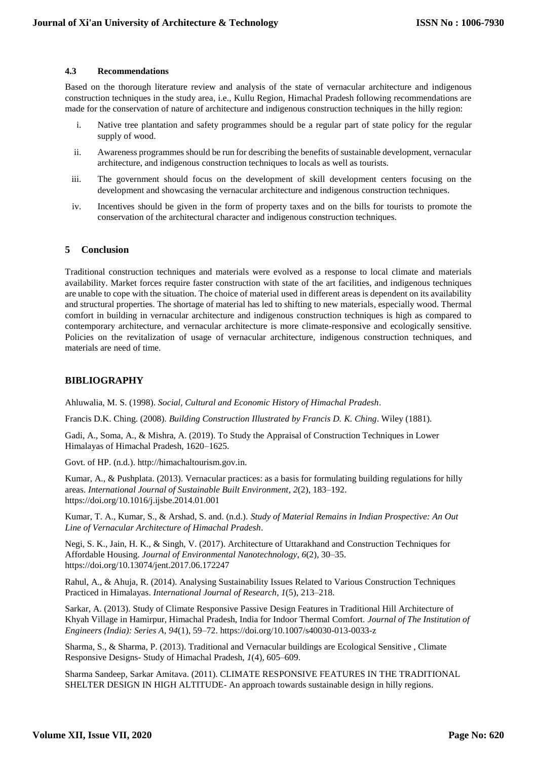### 4.3 Recommendations

Based on the thorough literature review and analysis of the state of vernacular architecture and indigenous construction techniques in the study area, i.e., Kullu Region, Himachal Pradesh following recommendations are made for the conservation of nature of architecture and indigenous construction techniques in the hilly region:

1. Native tree plantation and safety programmes should be a regular part of state policy for the regular supply of wood.
2. Awareness programmes should be run for describing the benefits of sustainable development, vernacular architecture, and indigenous construction techniques to locals as well as tourists.
3. The government should focus on the development of skill development centers focusing on the development and showcasing the vernacular architecture and indigenous construction techniques.
4. Incentives should be given in the form of property taxes and on the bills for tourists to promote the conservation of the architectural character and indigenous construction techniques.

## 5 Conclusion

Traditional construction techniques and materials were evolved as a response to local climate and materials availability. Market forces require faster construction with state of the art facilities, and indigenous techniques are unable to cope with the situation. The choice of material used in different areas is dependent on its availability and structural properties. The shortage of material has led to shifting to new materials, especially wood. Thermal comfort in building in vernacular architecture and indigenous construction techniques is high as compared to contemporary architecture, and vernacular architecture is more climate-responsive and ecologically sensitive. Policies on the revitalization of usage of vernacular architecture, indigenous construction techniques, and materials are need of time.

## BIBLIOGRAPHY

Ahluwalia, M. S. (1998). *Social, Cultural and Economic History of Himachal Pradesh*.

Francis D.K. Ching. (2008). *Building Construction Illustrated by Francis D. K. Ching*. Wiley (1881).

Gadi, A., Soma, A., & Mishra, A. (2019). To Study the Appraisal of Construction Techniques in Lower Himalayas of Himachal Pradesh, 1620–1625.

Govt. of HP. (n.d.). http://himachaltourism.gov.in.

Kumar, A., & Pushplata. (2013). Vernacular practices: as a basis for formulating building regulations for hilly areas. *International Journal of Sustainable Built Environment*, *2*(2), 183–192. https://doi.org/10.1016/j.ijsbe.2014.01.001

Kumar, T. A., Kumar, S., & Arshad, S. and. (n.d.). *Study of Material Remains in Indian Prospective: An Out Line of Vernacular Architecture of Himachal Pradesh*.

Negi, S. K., Jain, H. K., & Singh, V. (2017). Architecture of Uttarakhand and Construction Techniques for Affordable Housing. *Journal of Environmental Nanotechnology*, *6*(2), 30–35. https://doi.org/10.13074/jent.2017.06.172247

Rahul, A., & Ahuja, R. (2014). Analysing Sustainability Issues Related to Various Construction Techniques Practiced in Himalayas. *International Journal of Research*, *1*(5), 213–218.

Sarkar, A. (2013). Study of Climate Responsive Passive Design Features in Traditional Hill Architecture of Khyah Village in Hamirpur, Himachal Pradesh, India for Indoor Thermal Comfort. *Journal of The Institution of Engineers (India): Series A*, *94*(1), 59–72. https://doi.org/10.1007/s40030-013-0033-z

Sharma, S., & Sharma, P. (2013). Traditional and Vernacular buildings are Ecological Sensitive , Climate Responsive Designs- Study of Himachal Pradesh, *1*(4), 605–609.

Sharma Sandeep, Sarkar Amitava. (2011). CLIMATE RESPONSIVE FEATURES IN THE TRADITIONAL SHELTER DESIGN IN HIGH ALTITUDE- An approach towards sustainable design in hilly regions.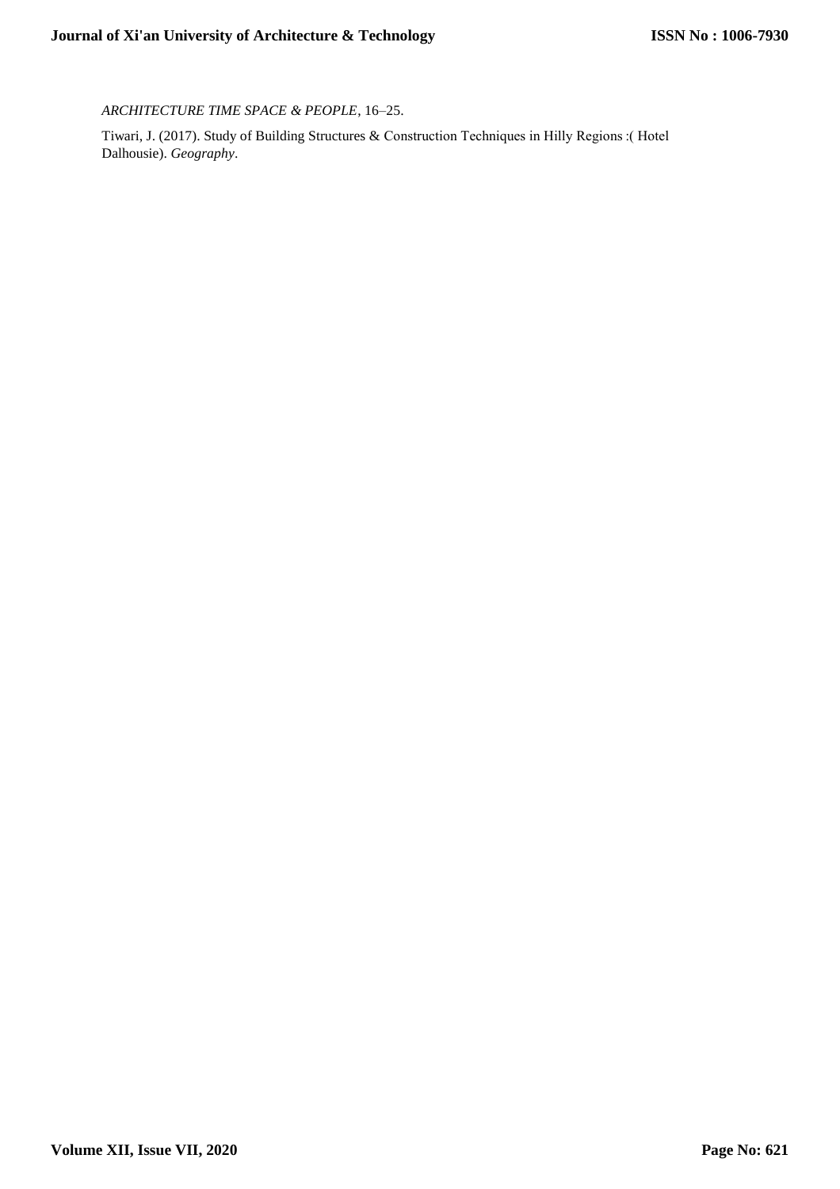*ARCHITECTURE TIME SPACE & PEOPLE*, 16–25.

Tiwari, J. (2017). Study of Building Structures & Construction Techniques in Hilly Regions :( Hotel Dalhousie). *Geography*.